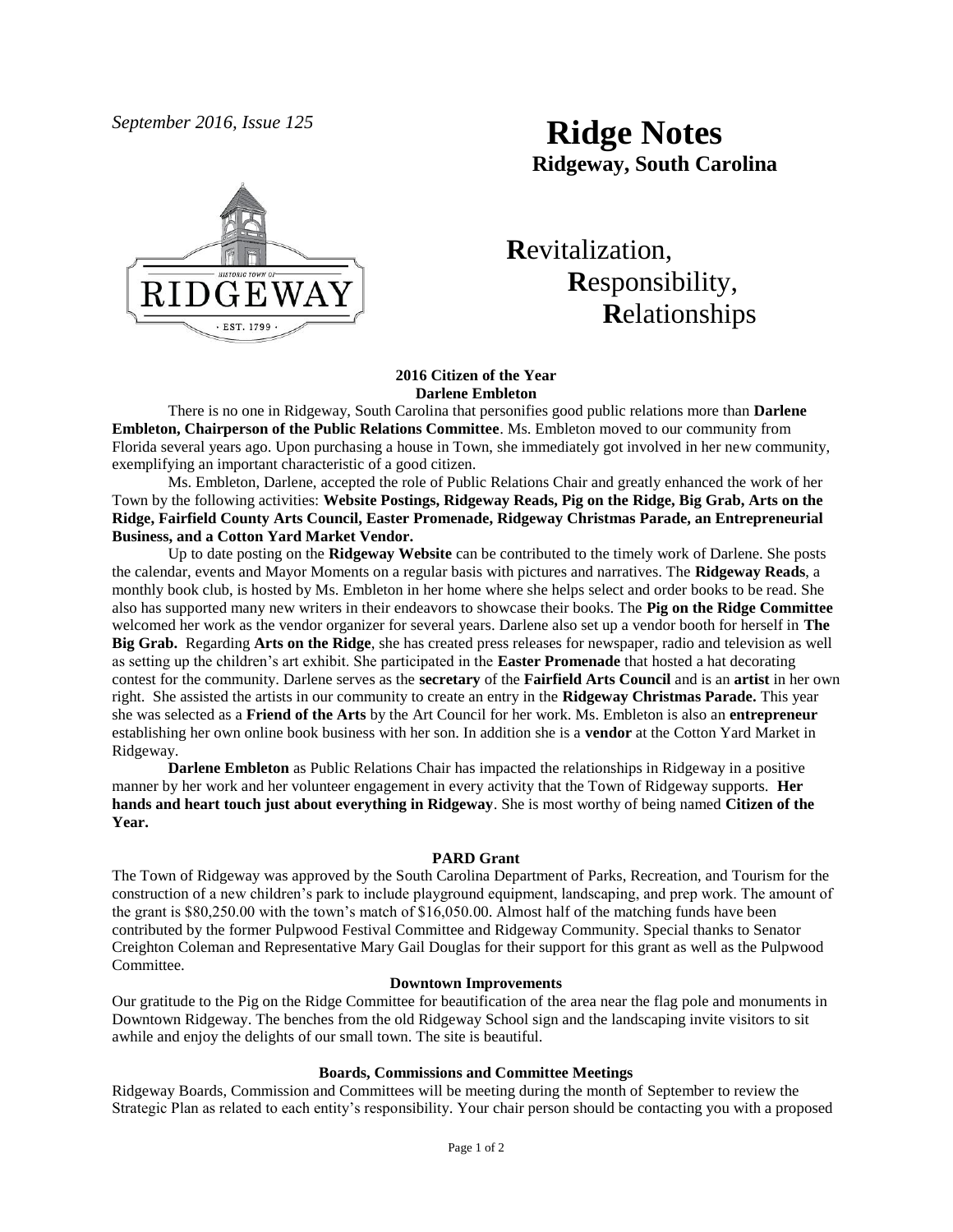*September 2016, Issue 125*

# Ridge Notes

**Ridgeway, South Carolina**

**R**evitalization,
**R**esponsibility,
**R**elationships

### 2016 Citizen of the Year
### Darlene Embleton

There is no one in Ridgeway, South Carolina that personifies good public relations more than **Darlene Embleton, Chairperson of the Public Relations Committee**. Ms. Embleton moved to our community from Florida several years ago. Upon purchasing a house in Town, she immediately got involved in her new community, exemplifying an important characteristic of a good citizen.

Ms. Embleton, Darlene, accepted the role of Public Relations Chair and greatly enhanced the work of her Town by the following activities: **Website Postings, Ridgeway Reads, Pig on the Ridge, Big Grab, Arts on the Ridge, Fairfield County Arts Council, Easter Promenade, Ridgeway Christmas Parade, an Entrepreneurial Business, and a Cotton Yard Market Vendor.**

Up to date posting on the **Ridgeway Website** can be contributed to the timely work of Darlene. She posts the calendar, events and Mayor Moments on a regular basis with pictures and narratives. The **Ridgeway Reads**, a monthly book club, is hosted by Ms. Embleton in her home where she helps select and order books to be read. She also has supported many new writers in their endeavors to showcase their books. The **Pig on the Ridge Committee** welcomed her work as the vendor organizer for several years. Darlene also set up a vendor booth for herself in **The Big Grab.** Regarding **Arts on the Ridge**, she has created press releases for newspaper, radio and television as well as setting up the children's art exhibit. She participated in the **Easter Promenade** that hosted a hat decorating contest for the community. Darlene serves as the **secretary** of the **Fairfield Arts Council** and is an **artist** in her own right. She assisted the artists in our community to create an entry in the **Ridgeway Christmas Parade.** This year she was selected as a **Friend of the Arts** by the Art Council for her work. Ms. Embleton is also an **entrepreneur** establishing her own online book business with her son. In addition she is a **vendor** at the Cotton Yard Market in Ridgeway.

**Darlene Embleton** as Public Relations Chair has impacted the relationships in Ridgeway in a positive manner by her work and her volunteer engagement in every activity that the Town of Ridgeway supports. **Her hands and heart touch just about everything in Ridgeway**. She is most worthy of being named **Citizen of the Year.**

### PARD Grant

The Town of Ridgeway was approved by the South Carolina Department of Parks, Recreation, and Tourism for the construction of a new children's park to include playground equipment, landscaping, and prep work. The amount of the grant is $80,250.00 with the town's match of $16,050.00. Almost half of the matching funds have been contributed by the former Pulpwood Festival Committee and Ridgeway Community. Special thanks to Senator Creighton Coleman and Representative Mary Gail Douglas for their support for this grant as well as the Pulpwood Committee.

### Downtown Improvements

Our gratitude to the Pig on the Ridge Committee for beautification of the area near the flag pole and monuments in Downtown Ridgeway. The benches from the old Ridgeway School sign and the landscaping invite visitors to sit awhile and enjoy the delights of our small town. The site is beautiful.

### Boards, Commissions and Committee Meetings

Ridgeway Boards, Commission and Committees will be meeting during the month of September to review the Strategic Plan as related to each entity's responsibility. Your chair person should be contacting you with a proposed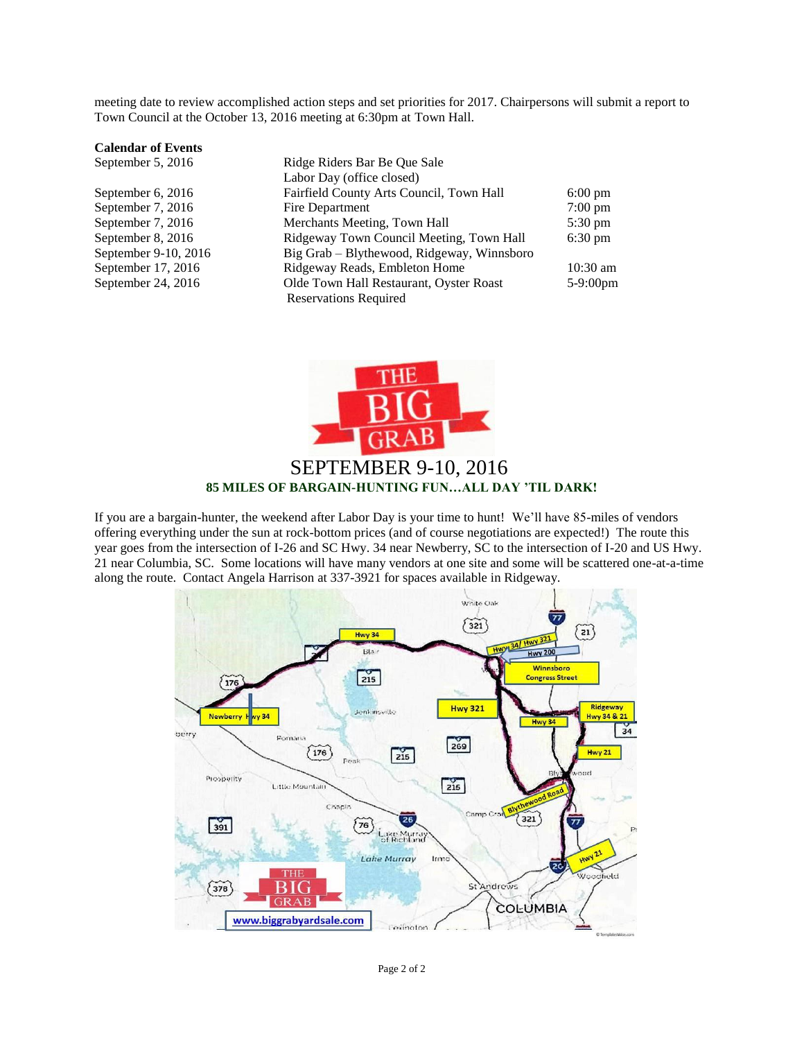meeting date to review accomplished action steps and set priorities for 2017. Chairpersons will submit a report to Town Council at the October 13, 2016 meeting at 6:30pm at Town Hall.

**Calendar of Events**

| | | |
|---|---|---|
| September 5, 2016 | Ridge Riders Bar Be Que Sale<br>Labor Day (office closed) | |
| September 6, 2016 | Fairfield County Arts Council, Town Hall | 6:00 pm |
| September 7, 2016 | Fire Department | 7:00 pm |
| September 7, 2016 | Merchants Meeting, Town Hall | 5:30 pm |
| September 8, 2016 | Ridgeway Town Council Meeting, Town Hall | 6:30 pm |
| September 9-10, 2016 | Big Grab – Blythewood, Ridgeway, Winnsboro | |
| September 17, 2016 | Ridgeway Reads, Embleton Home | 10:30 am |
| September 24, 2016 | Olde Town Hall Restaurant, Oyster Roast<br>Reservations Required | 5-9:00pm |

THE BIG GRAB

# SEPTEMBER 9-10, 2016

**85 MILES OF BARGAIN-HUNTING FUN…ALL DAY 'TIL DARK!**

If you are a bargain-hunter, the weekend after Labor Day is your time to hunt! We'll have 85-miles of vendors offering everything under the sun at rock-bottom prices (and of course negotiations are expected!) The route this year goes from the intersection of I-26 and SC Hwy. 34 near Newberry, SC to the intersection of I-20 and US Hwy. 21 near Columbia, SC. Some locations will have many vendors at one site and some will be scattered one-at-a-time along the route. Contact Angela Harrison at 337-3921 for spaces available in Ridgeway.

Hwy 34
Hwy 34/ Hwy 321
Hwy 200
Winnsboro Congress Street
Newberry Hwy 34
Hwy 321
Ridgeway Hwy 34 & 21
Hwy 34
Hwy 21
Blythewood Road
Hwy 21
THE BIG GRAB
www.biggrabyardsale.com